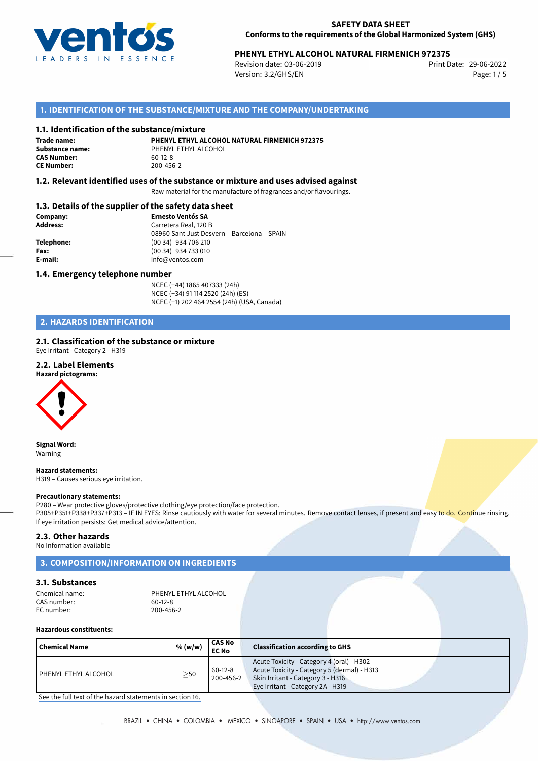**SAFETY DATA SHEET**
**Conforms to the requirements of the Global Harmonized System (GHS)**

**PHENYL ETHYL ALCOHOL NATURAL FIRMENICH 972375**
Revision date: 03-06-2019
Version: 3.2/GHS/EN
Print Date: 29-06-2022

## 1. IDENTIFICATION OF THE SUBSTANCE/MIXTURE AND THE COMPANY/UNDERTAKING

### 1.1. Identification of the substance/mixture

**Trade name:** **PHENYL ETHYL ALCOHOL NATURAL FIRMENICH 972375**
**Substance name:** PHENYL ETHYL ALCOHOL
**CAS Number:** 60-12-8
**CE Number:** 200-456-2

### 1.2. Relevant identified uses of the substance or mixture and uses advised against

Raw material for the manufacture of fragrances and/or flavourings.

### 1.3. Details of the supplier of the safety data sheet

**Company:** **Ernesto Ventós SA**
**Address:** Carretera Real, 120 B
08960 Sant Just Desvern – Barcelona – SPAIN
**Telephone:** (00 34) 934 706 210
**Fax:** (00 34) 934 733 010
**E-mail:** info@ventos.com

### 1.4. Emergency telephone number

NCEC (+44) 1865 407333 (24h)
NCEC (+34) 91 114 2520 (24h) (ES)
NCEC (+1) 202 464 2554 (24h) (USA, Canada)

## 2. HAZARDS IDENTIFICATION

### 2.1. Classification of the substance or mixture

Eye Irritant - Category 2 - H319

### 2.2. Label Elements

**Hazard pictograms:**

**Signal Word:**
Warning

**Hazard statements:**
H319 – Causes serious eye irritation.

**Precautionary statements:**
P280 – Wear protective gloves/protective clothing/eye protection/face protection.
P305+P351+P338+P337+P313 – IF IN EYES: Rinse cautiously with water for several minutes. Remove contact lenses, if present and easy to do. Continue rinsing. If eye irritation persists: Get medical advice/attention.

### 2.3. Other hazards

No Information available

## 3. COMPOSITION/INFORMATION ON INGREDIENTS

### 3.1. Substances

Chemical name: PHENYL ETHYL ALCOHOL
CAS number: 60-12-8
EC number: 200-456-2

**Hazardous constituents:**

| Chemical Name | % (w/w) | CAS No EC No | Classification according to GHS |
|---|---|---|---|
| PHENYL ETHYL ALCOHOL | ≥50 | 60-12-8 200-456-2 | Acute Toxicity - Category 4 (oral) - H302 Acute Toxicity - Category 5 (dermal) - H313 Skin Irritant - Category 3 - H316 Eye Irritant - Category 2A - H319 |

See the full text of the hazard statements in section 16.

BRAZIL • CHINA • COLOMBIA • MEXICO • SINGAPORE • SPAIN • USA • http://www.ventos.com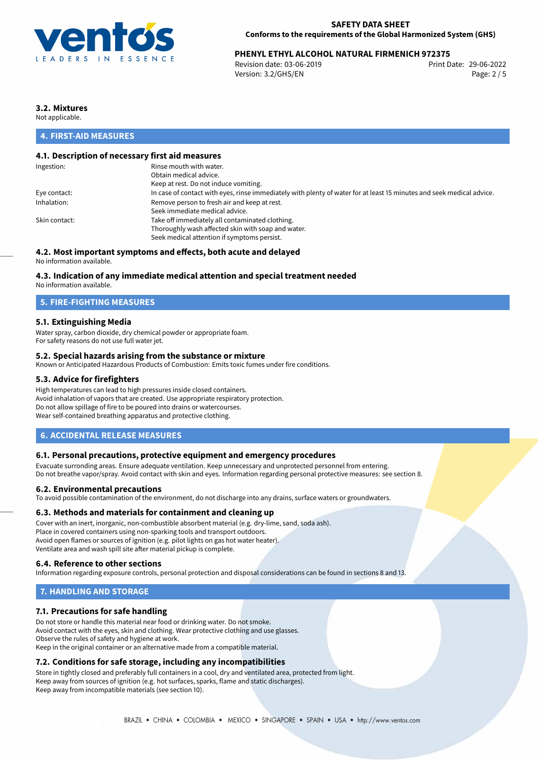### 3.2. Mixtures

Not applicable.

## 4. FIRST-AID MEASURES

### 4.1. Description of necessary first aid measures

| | |
|---|---|
| Ingestion: | Rinse mouth with water.<br>Obtain medical advice.<br>Keep at rest. Do not induce vomiting. |
| Eye contact: | In case of contact with eyes, rinse immediately with plenty of water for at least 15 minutes and seek medical advice. |
| Inhalation: | Remove person to fresh air and keep at rest.<br>Seek immediate medical advice. |
| Skin contact: | Take off immediately all contaminated clothing.<br>Thoroughly wash affected skin with soap and water.<br>Seek medical attention if symptoms persist. |

### 4.2. Most important symptoms and effects, both acute and delayed

No information available.

### 4.3. Indication of any immediate medical attention and special treatment needed

No information available.

## 5. FIRE-FIGHTING MEASURES

### 5.1. Extinguishing Media

Water spray, carbon dioxide, dry chemical powder or appropriate foam.
For safety reasons do not use full water jet.

### 5.2. Special hazards arising from the substance or mixture

Known or Anticipated Hazardous Products of Combustion: Emits toxic fumes under fire conditions.

### 5.3. Advice for firefighters

High temperatures can lead to high pressures inside closed containers.
Avoid inhalation of vapors that are created. Use appropriate respiratory protection.
Do not allow spillage of fire to be poured into drains or watercourses.
Wear self-contained breathing apparatus and protective clothing.

## 6. ACCIDENTAL RELEASE MEASURES

### 6.1. Personal precautions, protective equipment and emergency procedures

Evacuate surronding areas. Ensure adequate ventilation. Keep unnecessary and unprotected personnel from entering.
Do not breathe vapor/spray. Avoid contact with skin and eyes. Information regarding personal protective measures: see section 8.

### 6.2. Environmental precautions

To avoid possible contamination of the environment, do not discharge into any drains, surface waters or groundwaters.

### 6.3. Methods and materials for containment and cleaning up

Cover with an inert, inorganic, non-combustible absorbent material (e.g. dry-lime, sand, soda ash).
Place in covered containers using non-sparking tools and transport outdoors.
Avoid open flames or sources of ignition (e.g. pilot lights on gas hot water heater).
Ventilate area and wash spill site after material pickup is complete.

### 6.4. Reference to other sections

Information regarding exposure controls, personal protection and disposal considerations can be found in sections 8 and 13.

## 7. HANDLING AND STORAGE

### 7.1. Precautions for safe handling

Do not store or handle this material near food or drinking water. Do not smoke.
Avoid contact with the eyes, skin and clothing. Wear protective clothing and use glasses.
Observe the rules of safety and hygiene at work.
Keep in the original container or an alternative made from a compatible material.

### 7.2. Conditions for safe storage, including any incompatibilities

Store in tightly closed and preferably full containers in a cool, dry and ventilated area, protected from light.
Keep away from sources of ignition (e.g. hot surfaces, sparks, flame and static discharges).
Keep away from incompatible materials (see section 10).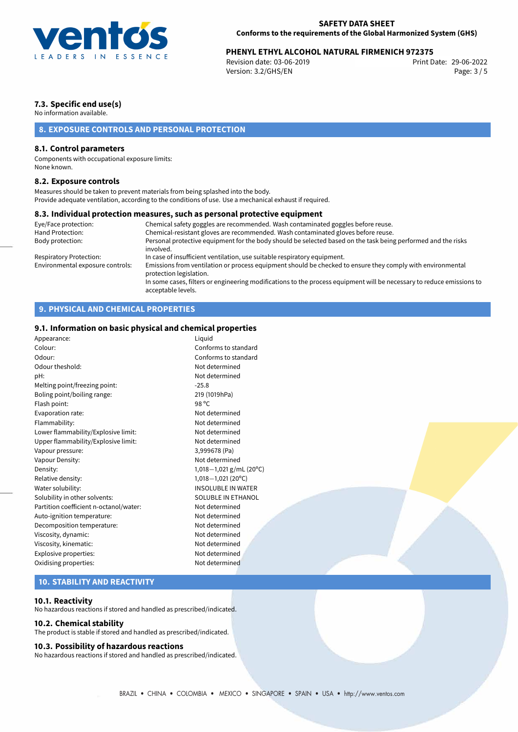### 7.3. Specific end use(s)

No information available.

## 8. EXPOSURE CONTROLS AND PERSONAL PROTECTION

### 8.1. Control parameters

Components with occupational exposure limits:
None known.

### 8.2. Exposure controls

Measures should be taken to prevent materials from being splashed into the body.
Provide adequate ventilation, according to the conditions of use. Use a mechanical exhaust if required.

### 8.3. Individual protection measures, such as personal protective equipment

| | |
|---|---|
| Eye/Face protection: | Chemical safety goggles are recommended. Wash contaminated goggles before reuse. |
| Hand Protection: | Chemical-resistant gloves are recommended. Wash contaminated gloves before reuse. |
| Body protection: | Personal protective equipment for the body should be selected based on the task being performed and the risks involved. |
| Respiratory Protection: | In case of insufficient ventilation, use suitable respiratory equipment. |
| Environmental exposure controls: | Emissions from ventilation or process equipment should be checked to ensure they comply with environmental protection legislation. In some cases, filters or engineering modifications to the process equipment will be necessary to reduce emissions to acceptable levels. |

## 9. PHYSICAL AND CHEMICAL PROPERTIES

### 9.1. Information on basic physical and chemical properties

| | |
|---|---|
| Appearance: | Liquid |
| Colour: | Conforms to standard |
| Odour: | Conforms to standard |
| Odour theshold: | Not determined |
| pH: | Not determined |
| Melting point/freezing point: | -25.8 |
| Boling point/boiling range: | 219 (1019hPa) |
| Flash point: | 98 ºC |
| Evaporation rate: | Not determined |
| Flammability: | Not determined |
| Lower flammability/Explosive limit: | Not determined |
| Upper flammability/Explosive limit: | Not determined |
| Vapour pressure: | 3,999678 (Pa) |
| Vapour Density: | Not determined |
| Density: | 1,018−1,021 g/mL (20ºC) |
| Relative density: | 1,018−1,021 (20ºC) |
| Water solubility: | INSOLUBLE IN WATER |
| Solubility in other solvents: | SOLUBLE IN ETHANOL |
| Partition coefficient n-octanol/water: | Not determined |
| Auto-ignition temperature: | Not determined |
| Decomposition temperature: | Not determined |
| Viscosity, dynamic: | Not determined |
| Viscosity, kinematic: | Not determined |
| Explosive properties: | Not determined |
| Oxidising properties: | Not determined |

## 10. STABILITY AND REACTIVITY

### 10.1. Reactivity

No hazardous reactions if stored and handled as prescribed/indicated.

### 10.2. Chemical stability

The product is stable if stored and handled as prescribed/indicated.

### 10.3. Possibility of hazardous reactions

No hazardous reactions if stored and handled as prescribed/indicated.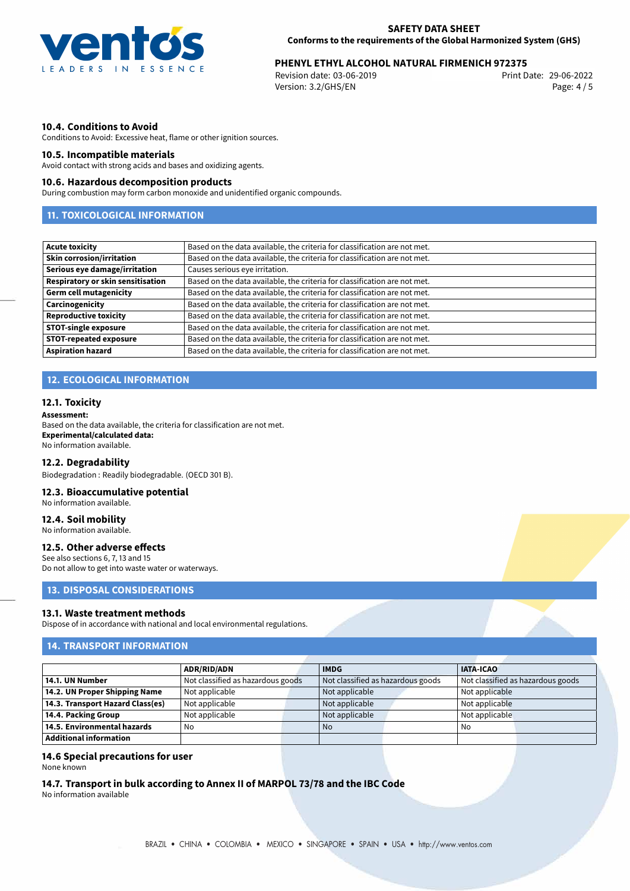### 10.4. Conditions to Avoid

Conditions to Avoid: Excessive heat, flame or other ignition sources.

### 10.5. Incompatible materials

Avoid contact with strong acids and bases and oxidizing agents.

### 10.6. Hazardous decomposition products

During combustion may form carbon monoxide and unidentified organic compounds.

## 11. TOXICOLOGICAL INFORMATION

| | |
|---|---|
| **Acute toxicity** | Based on the data available, the criteria for classification are not met. |
| **Skin corrosion/irritation** | Based on the data available, the criteria for classification are not met. |
| **Serious eye damage/irritation** | Causes serious eye irritation. |
| **Respiratory or skin sensitisation** | Based on the data available, the criteria for classification are not met. |
| **Germ cell mutagenicity** | Based on the data available, the criteria for classification are not met. |
| **Carcinogenicity** | Based on the data available, the criteria for classification are not met. |
| **Reproductive toxicity** | Based on the data available, the criteria for classification are not met. |
| **STOT-single exposure** | Based on the data available, the criteria for classification are not met. |
| **STOT-repeated exposure** | Based on the data available, the criteria for classification are not met. |
| **Aspiration hazard** | Based on the data available, the criteria for classification are not met. |

## 12. ECOLOGICAL INFORMATION

### 12.1. Toxicity

**Assessment:**
Based on the data available, the criteria for classification are not met.
**Experimental/calculated data:**
No information available.

### 12.2. Degradability

Biodegradation : Readily biodegradable. (OECD 301 B).

### 12.3. Bioaccumulative potential

No information available.

### 12.4. Soil mobility

No information available.

### 12.5. Other adverse effects

See also sections 6, 7, 13 and 15
Do not allow to get into waste water or waterways.

## 13. DISPOSAL CONSIDERATIONS

### 13.1. Waste treatment methods

Dispose of in accordance with national and local environmental regulations.

## 14. TRANSPORT INFORMATION

| | ADR/RID/ADN | IMDG | IATA-ICAO |
|---|---|---|---|
| **14.1. UN Number** | Not classified as hazardous goods | Not classified as hazardous goods | Not classified as hazardous goods |
| **14.2. UN Proper Shipping Name** | Not applicable | Not applicable | Not applicable |
| **14.3. Transport Hazard Class(es)** | Not applicable | Not applicable | Not applicable |
| **14.4. Packing Group** | Not applicable | Not applicable | Not applicable |
| **14.5. Environmental hazards** | No | No | No |
| **Additional information** | | | |

### 14.6 Special precautions for user

None known

### 14.7. Transport in bulk according to Annex II of MARPOL 73/78 and the IBC Code

No information available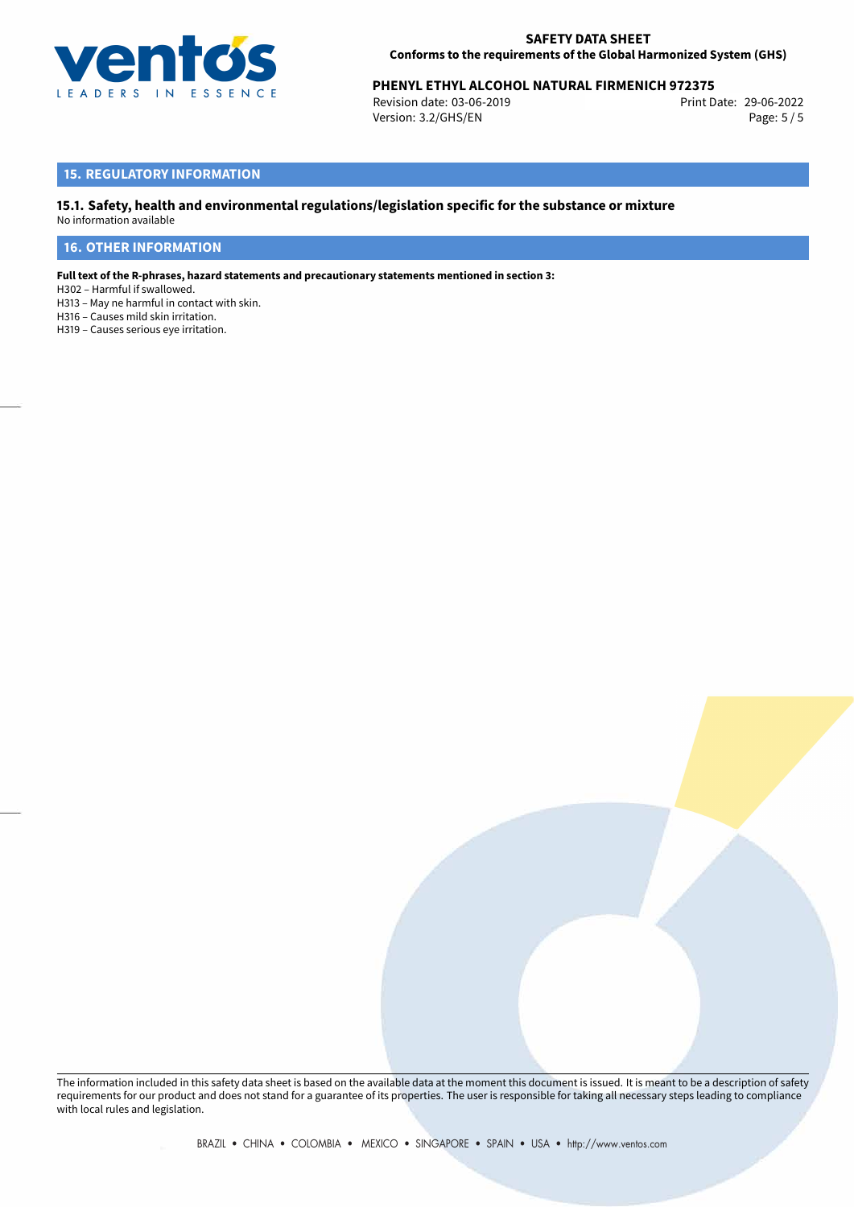## 15. REGULATORY INFORMATION

### 15.1. Safety, health and environmental regulations/legislation specific for the substance or mixture

No information available

## 16. OTHER INFORMATION

**Full text of the R-phrases, hazard statements and precautionary statements mentioned in section 3:**

H302 – Harmful if swallowed.
H313 – May ne harmful in contact with skin.
H316 – Causes mild skin irritation.
H319 – Causes serious eye irritation.

The information included in this safety data sheet is based on the available data at the moment this document is issued. It is meant to be a description of safety requirements for our product and does not stand for a guarantee of its properties. The user is responsible for taking all necessary steps leading to compliance with local rules and legislation.